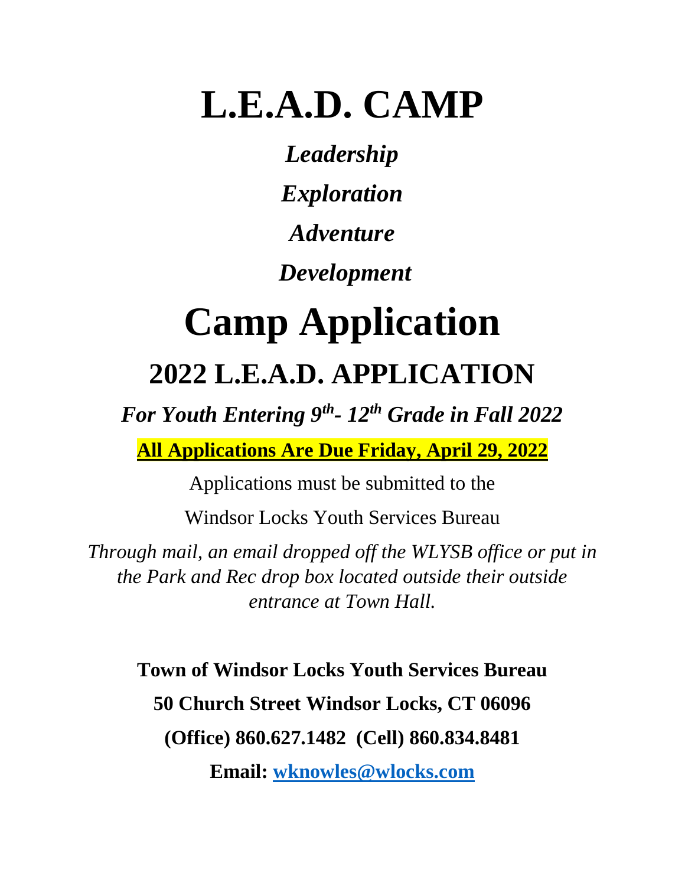# L.E.A.D. CAMP

*Leadership*

*Exploration*

*Adventure*

*Development*

# Camp Application

## 2022 L.E.A.D. APPLICATION

***For Youth Entering 9th- 12th Grade in Fall 2022***

**All Applications Are Due Friday, April 29, 2022**

Applications must be submitted to the

Windsor Locks Youth Services Bureau

*Through mail, an email dropped off the WLYSB office or put in the Park and Rec drop box located outside their outside entrance at Town Hall.*

**Town of Windsor Locks Youth Services Bureau**

**50 Church Street Windsor Locks, CT 06096**

**(Office) 860.627.1482 (Cell) 860.834.8481**

**Email: wknowles@wlocks.com**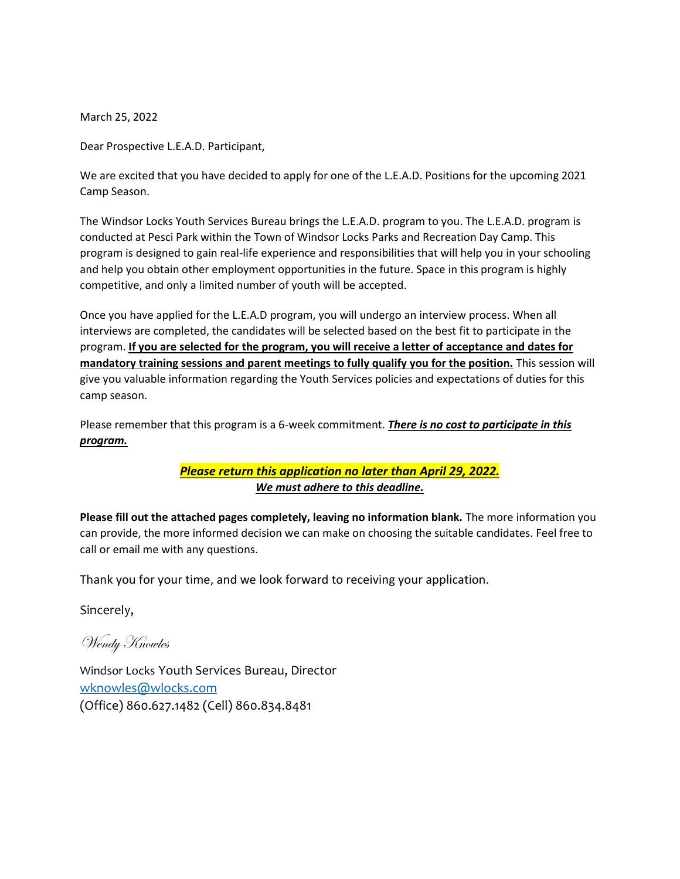March 25, 2022

Dear Prospective L.E.A.D. Participant,

We are excited that you have decided to apply for one of the L.E.A.D. Positions for the upcoming 2021 Camp Season.

The Windsor Locks Youth Services Bureau brings the L.E.A.D. program to you. The L.E.A.D. program is conducted at Pesci Park within the Town of Windsor Locks Parks and Recreation Day Camp. This program is designed to gain real-life experience and responsibilities that will help you in your schooling and help you obtain other employment opportunities in the future. Space in this program is highly competitive, and only a limited number of youth will be accepted.

Once you have applied for the L.E.A.D program, you will undergo an interview process. When all interviews are completed, the candidates will be selected based on the best fit to participate in the program. **If you are selected for the program, you will receive a letter of acceptance and dates for mandatory training sessions and parent meetings to fully qualify you for the position.** This session will give you valuable information regarding the Youth Services policies and expectations of duties for this camp season.

Please remember that this program is a 6-week commitment. ***There is no cost to participate in this program.***

***Please return this application no later than April 29, 2022.***
***We must adhere to this deadline.***

**Please fill out the attached pages completely, leaving no information blank.** The more information you can provide, the more informed decision we can make on choosing the suitable candidates. Feel free to call or email me with any questions.

Thank you for your time, and we look forward to receiving your application.

Sincerely,

*Wendy Knowles*

Windsor Locks Youth Services Bureau, Director
wknowles@wlocks.com
(Office) 860.627.1482 (Cell) 860.834.8481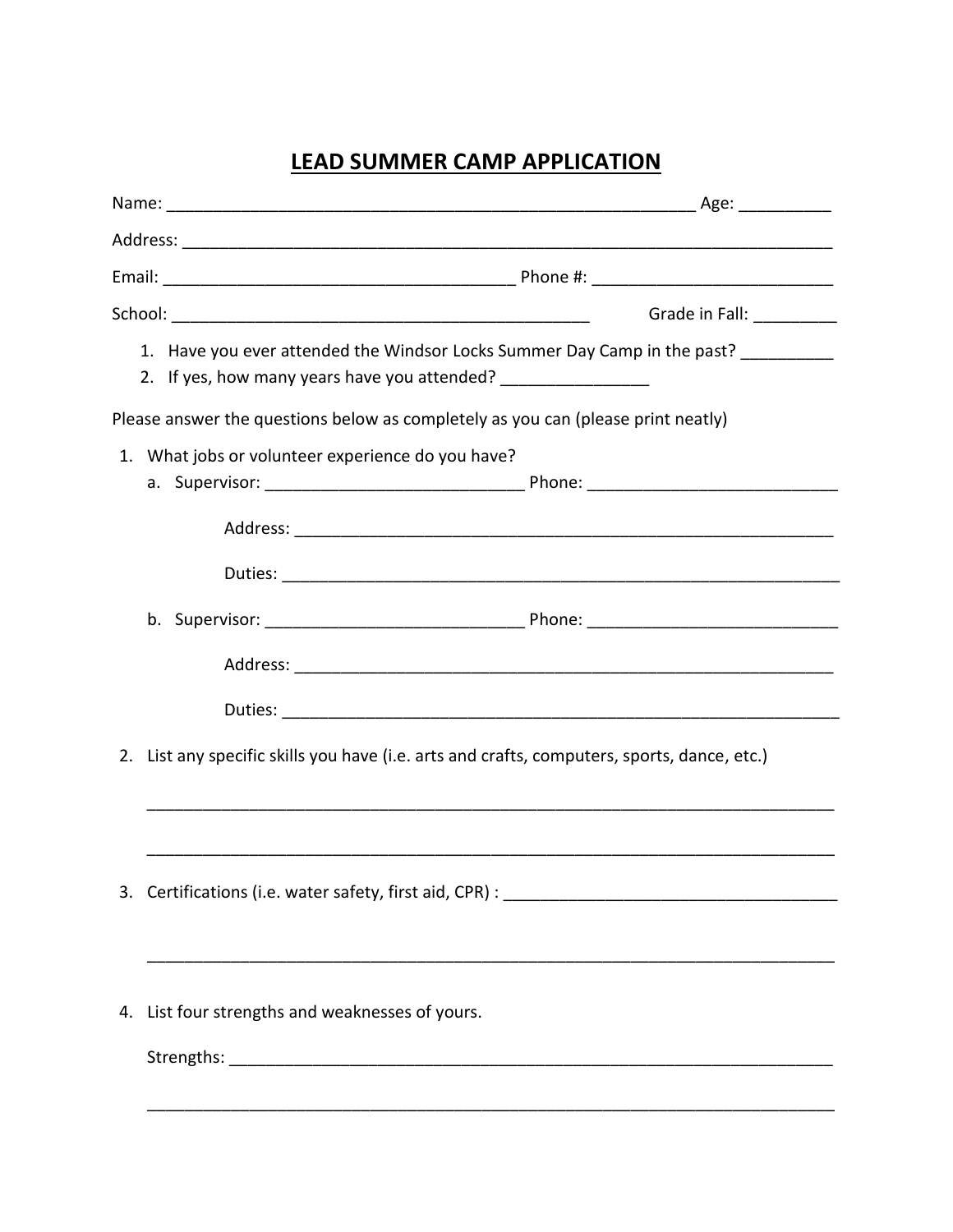# LEAD SUMMER CAMP APPLICATION

Name: ___________________________________________________________ Age: __________

Address: _________________________________________________________________________

Email: _____________________________________ Phone #: __________________________

School: _____________________________________________ Grade in Fall: _________

1. Have you ever attended the Windsor Locks Summer Day Camp in the past? __________
2. If yes, how many years have you attended? ________________

Please answer the questions below as completely as you can (please print neatly)

1. What jobs or volunteer experience do you have?
   a. Supervisor: ____________________________ Phone: ___________________________

      Address: ____________________________________________________________

      Duties: ______________________________________________________________

   b. Supervisor: ____________________________ Phone: ___________________________

      Address: ____________________________________________________________

      Duties: ______________________________________________________________

2. List any specific skills you have (i.e. arts and crafts, computers, sports, dance, etc.)

   ___________________________________________________________________________

   ___________________________________________________________________________

3. Certifications (i.e. water safety, first aid, CPR) : _____________________________________

   ___________________________________________________________________________

4. List four strengths and weaknesses of yours.

   Strengths: _________________________________________________________________

   ___________________________________________________________________________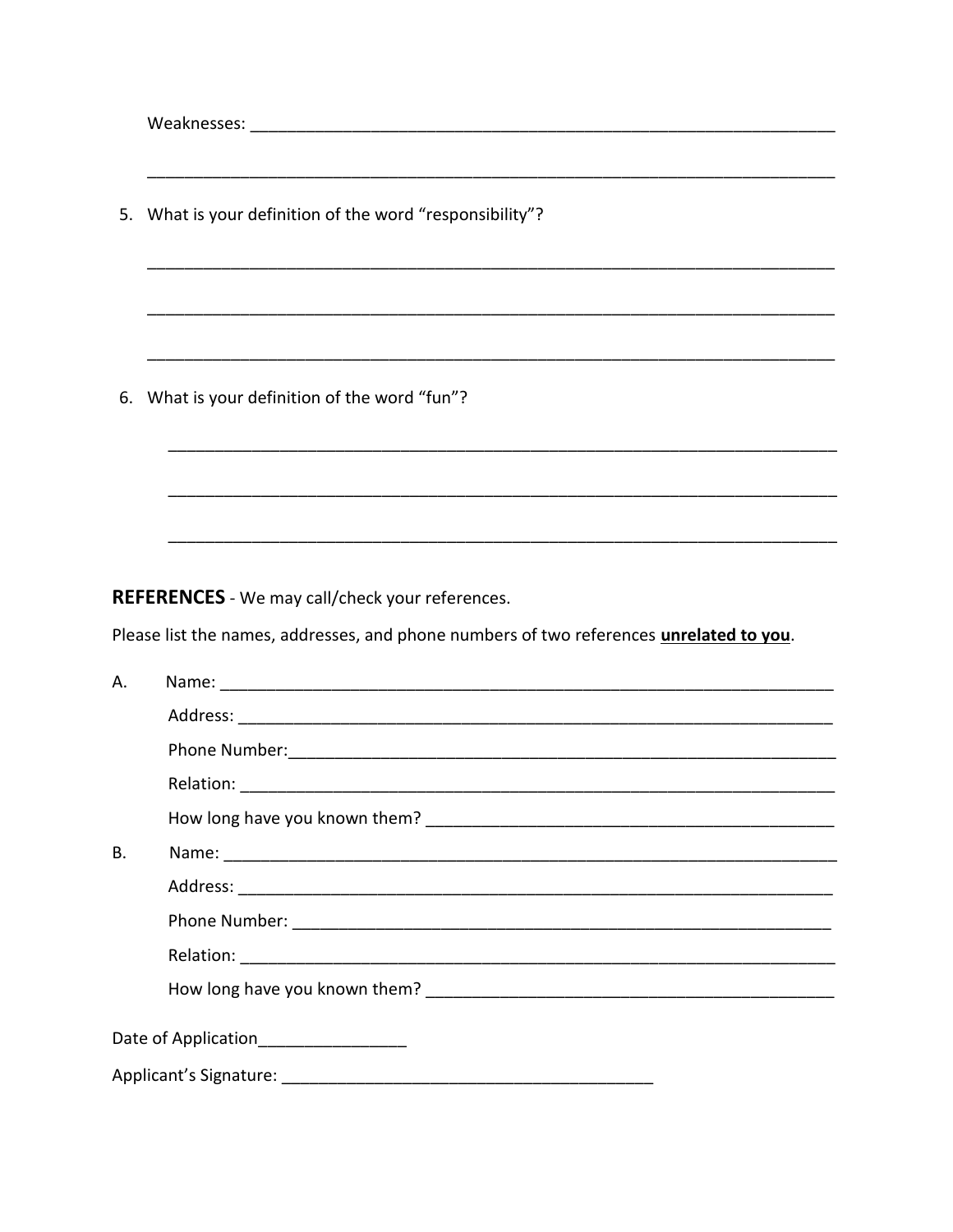Weakness: ____________________________________________________________

______________________________________________________________________

5. What is your definition of the word "responsibility"?

______________________________________________________________________

______________________________________________________________________

______________________________________________________________________

6. What is your definition of the word "fun"?

______________________________________________________________________

______________________________________________________________________

______________________________________________________________________

**REFERENCES** - We may call/check your references.

Please list the names, addresses, and phone numbers of two references **unrelated to you**.

A. Name: ____________________________________________________________

Address: ____________________________________________________________

Phone Number:________________________________________________________

Relation: ____________________________________________________________

How long have you known them? ________________________________________

B. Name: ____________________________________________________________

Address: ____________________________________________________________

Phone Number: _______________________________________________________

Relation: ____________________________________________________________

How long have you known them? ________________________________________

Date of Application________________

Applicant's Signature: __________________________________________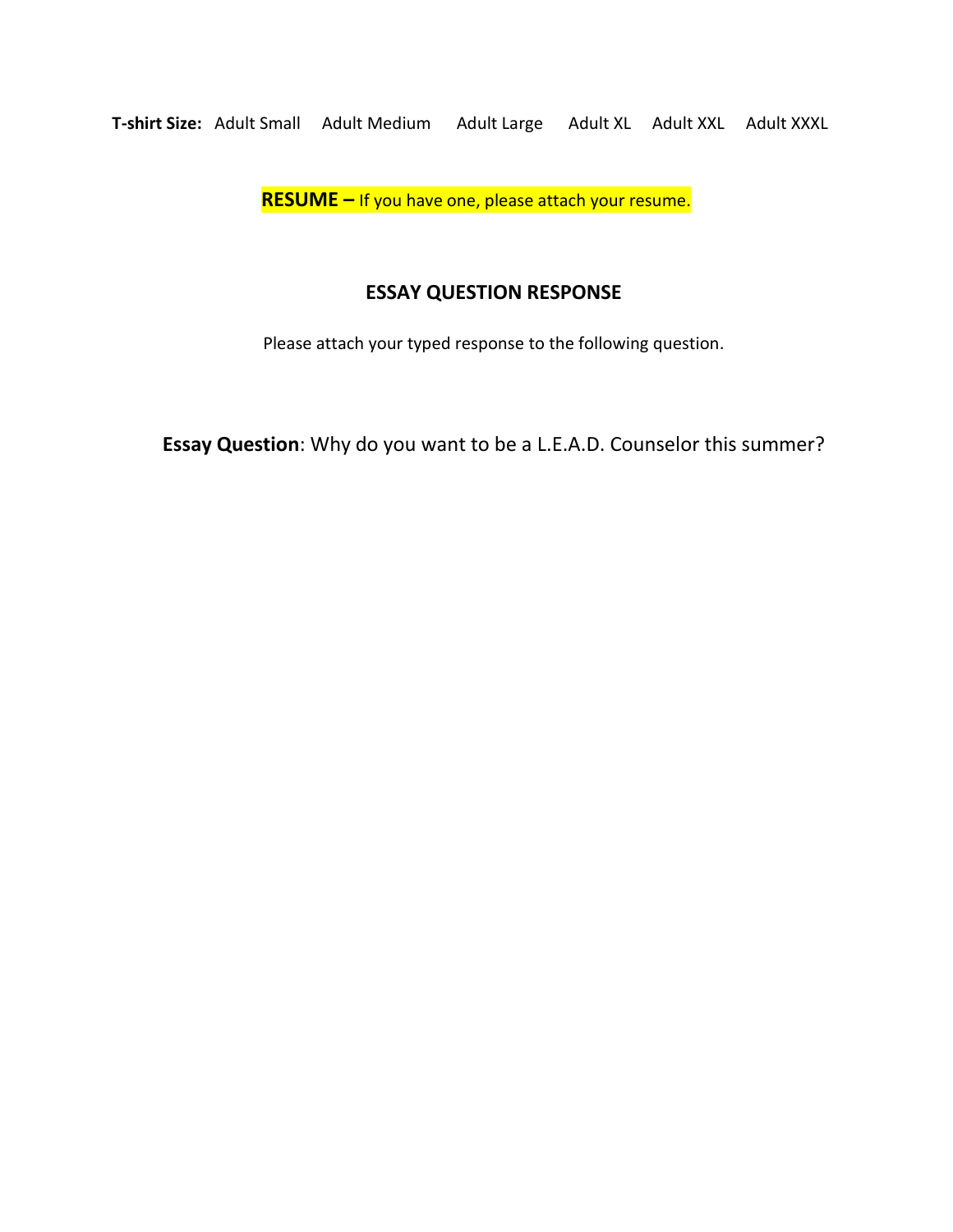**T-shirt Size:** Adult Small Adult Medium Adult Large Adult XL Adult XXL Adult XXXL

**RESUME –** If you have one, please attach your resume.

## ESSAY QUESTION RESPONSE

Please attach your typed response to the following question.

**Essay Question**: Why do you want to be a L.E.A.D. Counselor this summer?